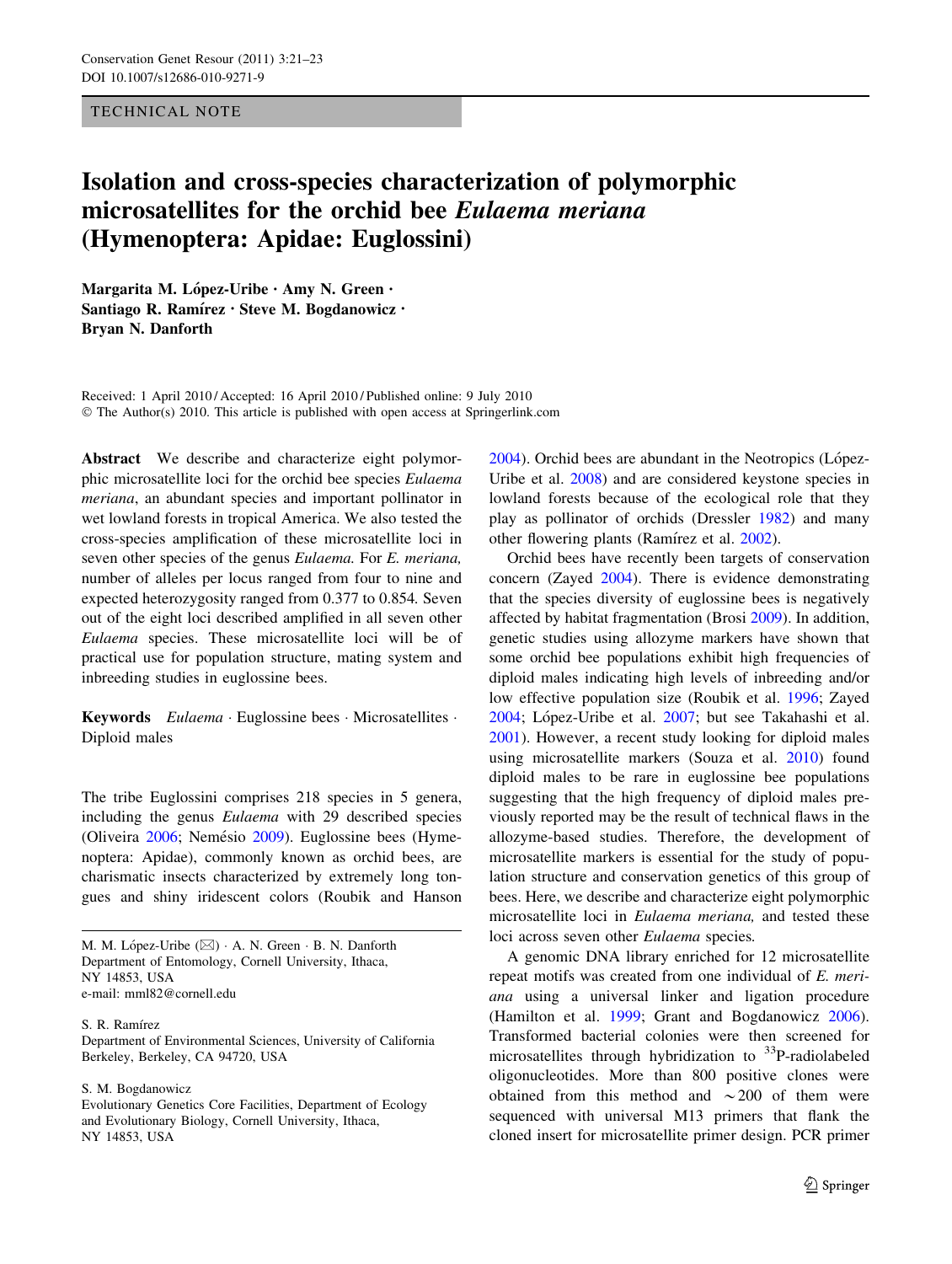TECHNICAL NOTE

# Isolation and cross-species characterization of polymorphic microsatellites for the orchid bee *Eulaema meriana* (Hymenoptera: Apidae: Euglossini)

**Margarita M. López-Uribe · Amy N. Green · Santiago R. Ramírez · Steve M. Bogdanowicz · Bryan N. Danforth**

Received: 1 April 2010 / Accepted: 16 April 2010 / Published online: 9 July 2010
© The Author(s) 2010. This article is published with open access at Springerlink.com

**Abstract** We describe and characterize eight polymorphic microsatellite loci for the orchid bee species *Eulaema meriana*, an abundant species and important pollinator in wet lowland forests in tropical America. We also tested the cross-species amplification of these microsatellite loci in seven other species of the genus *Eulaema*. For *E. meriana,* number of alleles per locus ranged from four to nine and expected heterozygosity ranged from 0.377 to 0.854. Seven out of the eight loci described amplified in all seven other *Eulaema* species. These microsatellite loci will be of practical use for population structure, mating system and inbreeding studies in euglossine bees.

**Keywords** *Eulaema* · Euglossine bees · Microsatellites · Diploid males

M. M. López-Uribe (✉) · A. N. Green · B. N. Danforth
Department of Entomology, Cornell University, Ithaca, NY 14853, USA
e-mail: mml82@cornell.edu

S. R. Ramírez
Department of Environmental Sciences, University of California Berkeley, Berkeley, CA 94720, USA

S. M. Bogdanowicz
Evolutionary Genetics Core Facilities, Department of Ecology and Evolutionary Biology, Cornell University, Ithaca, NY 14853, USA

The tribe Euglossini comprises 218 species in 5 genera, including the genus *Eulaema* with 29 described species (Oliveira 2006; Nemésio 2009). Euglossine bees (Hymenoptera: Apidae), commonly known as orchid bees, are charismatic insects characterized by extremely long tongues and shiny iridescent colors (Roubik and Hanson 2004). Orchid bees are abundant in the Neotropics (López-Uribe et al. 2008) and are considered keystone species in lowland forests because of the ecological role that they play as pollinator of orchids (Dressler 1982) and many other flowering plants (Ramírez et al. 2002).

Orchid bees have recently been targets of conservation concern (Zayed 2004). There is evidence demonstrating that the species diversity of euglossine bees is negatively affected by habitat fragmentation (Brosi 2009). In addition, genetic studies using allozyme markers have shown that some orchid bee populations exhibit high frequencies of diploid males indicating high levels of inbreeding and/or low effective population size (Roubik et al. 1996; Zayed 2004; López-Uribe et al. 2007; but see Takahashi et al. 2001). However, a recent study looking for diploid males using microsatellite markers (Souza et al. 2010) found diploid males to be rare in euglossine bee populations suggesting that the high frequency of diploid males previously reported may be the result of technical flaws in the allozyme-based studies. Therefore, the development of microsatellite markers is essential for the study of population structure and conservation genetics of this group of bees. Here, we describe and characterize eight polymorphic microsatellite loci in *Eulaema meriana,* and tested these loci across seven other *Eulaema* species.

A genomic DNA library enriched for 12 microsatellite repeat motifs was created from one individual of *E. meriana* using a universal linker and ligation procedure (Hamilton et al. 1999; Grant and Bogdanowicz 2006). Transformed bacterial colonies were then screened for microsatellites through hybridization to $^{33}$P-radiolabeled oligonucleotides. More than 800 positive clones were obtained from this method and ~200 of them were sequenced with universal M13 primers that flank the cloned insert for microsatellite primer design. PCR primer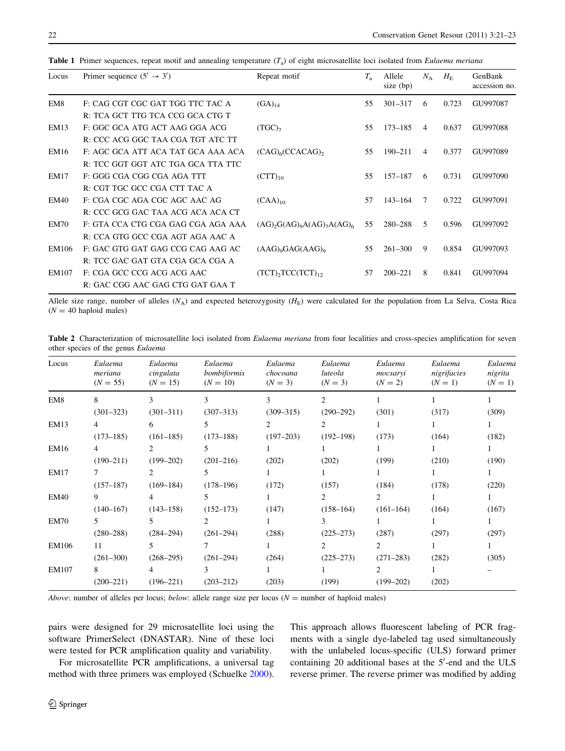**Table 1** Primer sequences, repeat motif and annealing temperature ($T_a$) of eight microsatellite loci isolated from *Eulaema meriana*

| Locus | Primer sequence (5′ → 3′) | Repeat motif | $T_a$ | Allele size (bp) | $N_A$ | $H_E$ | GenBank accession no. |
|---|---|---|---|---|---|---|---|
| EM8 | F: CAG CGT CGC GAT TGG TTC TAC A<br>R: TCA GCT TTG TCA CCG GCA CTG T | $(GA)_{14}$ | 55 | 301–317 | 6 | 0.723 | GU997087 |
| EM13 | F: GGC GCA ATG ACT AAG GGA ACG<br>R: CCC ACG GGC TAA CGA TGT ATC TT | $(TGC)_7$ | 55 | 173–185 | 4 | 0.637 | GU997088 |
| EM16 | F: AGC GCA ATT ACA TAT GCA AAA ACA<br>R: TCC GGT GGT ATC TGA GCA TTA TTC | $(CAG)_6(CCACAG)_2$ | 55 | 190–211 | 4 | 0.377 | GU997089 |
| EM17 | F: GGG CGA CGG CGA AGA TTT<br>R: CGT TGC GCC CGA CTT TAC A | $(CTT)_{10}$ | 55 | 157–187 | 6 | 0.731 | GU997090 |
| EM40 | F: CGA CGC AGA CGC AGC AAC AG<br>R: CCC GCG GAC TAA ACG ACA ACA CT | $(CAA)_{10}$ | 57 | 143–164 | 7 | 0.722 | GU997091 |
| EM70 | F: GTA CCA CTG CGA GAG CGA AGA AAA<br>R: CCA GTG GCC CGA AGT AGA AAC A | $(AG)_2G(AG)_9A(AG)_7A(AG)_6$ | 55 | 280–288 | 5 | 0.596 | GU997092 |
| EM106 | F: GAC GTG GAT GAG CCG CAG AAG AC<br>R: TCC GAC GAT GTA CGA GCA CGA A | $(AAG)_9GAG(AAG)_9$ | 55 | 261–300 | 9 | 0.854 | GU997093 |
| EM107 | F: CGA GCC CCG ACG ACG AAC<br>R: GAC CGG AAC GAG CTG GAT GAA T | $(TCT)_2TCC(TCT)_{12}$ | 57 | 200–221 | 8 | 0.841 | GU997094 |

Allele size range, number of alleles ($N_A$) and expected heterozygosity ($H_E$) were calculated for the population from La Selva, Costa Rica ($N = 40$ haploid males)

**Table 2** Characterization of microsatellite loci isolated from *Eulaema meriana* from four localities and cross-species amplification for seven other species of the genus *Eulaema*

| Locus | *Eulaema meriana* ($N = 55$) | *Eulaema cingulata* ($N = 15$) | *Eulaema bombiformis* ($N = 10$) | *Eulaema chocoana* ($N = 3$) | *Eulaema luteola* ($N = 3$) | *Eulaema mocsaryi* ($N = 2$) | *Eulaema nigrifacies* ($N = 1$) | *Eulaema nigrita* ($N = 1$) |
|---|---|---|---|---|---|---|---|---|
| EM8 | 8<br>(301–323) | 3<br>(301–311) | 3<br>(307–313) | 3<br>(309–315) | 2<br>(290–292) | 1<br>(301) | 1<br>(317) | 1<br>(309) |
| EM13 | 4<br>(173–185) | 6<br>(161–185) | 5<br>(173–188) | 2<br>(197–203) | 2<br>(192–198) | 1<br>(173) | 1<br>(164) | 1<br>(182) |
| EM16 | 4<br>(190–211) | 2<br>(199–202) | 5<br>(201–216) | 1<br>(202) | 1<br>(202) | 1<br>(199) | 1<br>(210) | 1<br>(190) |
| EM17 | 7<br>(157–187) | 2<br>(169–184) | 5<br>(178–196) | 1<br>(172) | 1<br>(157) | 1<br>(184) | 1<br>(178) | 1<br>(220) |
| EM40 | 9<br>(140–167) | 4<br>(143–158) | 5<br>(152–173) | 1<br>(147) | 2<br>(158–164) | 2<br>(161–164) | 1<br>(164) | 1<br>(167) |
| EM70 | 5<br>(280–288) | 5<br>(284–294) | 2<br>(261–294) | 1<br>(288) | 3<br>(225–273) | 1<br>(287) | 1<br>(297) | 1<br>(297) |
| EM106 | 11<br>(261–300) | 5<br>(268–295) | 7<br>(261–294) | 1<br>(264) | 2<br>(225–273) | 2<br>(271–283) | 1<br>(282) | 1<br>(305) |
| EM107 | 8<br>(200–221) | 4<br>(196–221) | 3<br>(203–212) | 1<br>(203) | 1<br>(199) | 2<br>(199–202) | 1<br>(202) | – |

*Above*: number of alleles per locus; *below*: allele range size per locus ($N$ = number of haploid males)

pairs were designed for 29 microsatellite loci using the software PrimerSelect (DNASTAR). Nine of these loci were tested for PCR amplification quality and variability.

For microsatellite PCR amplifications, a universal tag method with three primers was employed (Schuelke 2000). This approach allows fluorescent labeling of PCR fragments with a single dye-labeled tag used simultaneously with the unlabeled locus-specific (ULS) forward primer containing 20 additional bases at the 5′-end and the ULS reverse primer. The reverse primer was modified by adding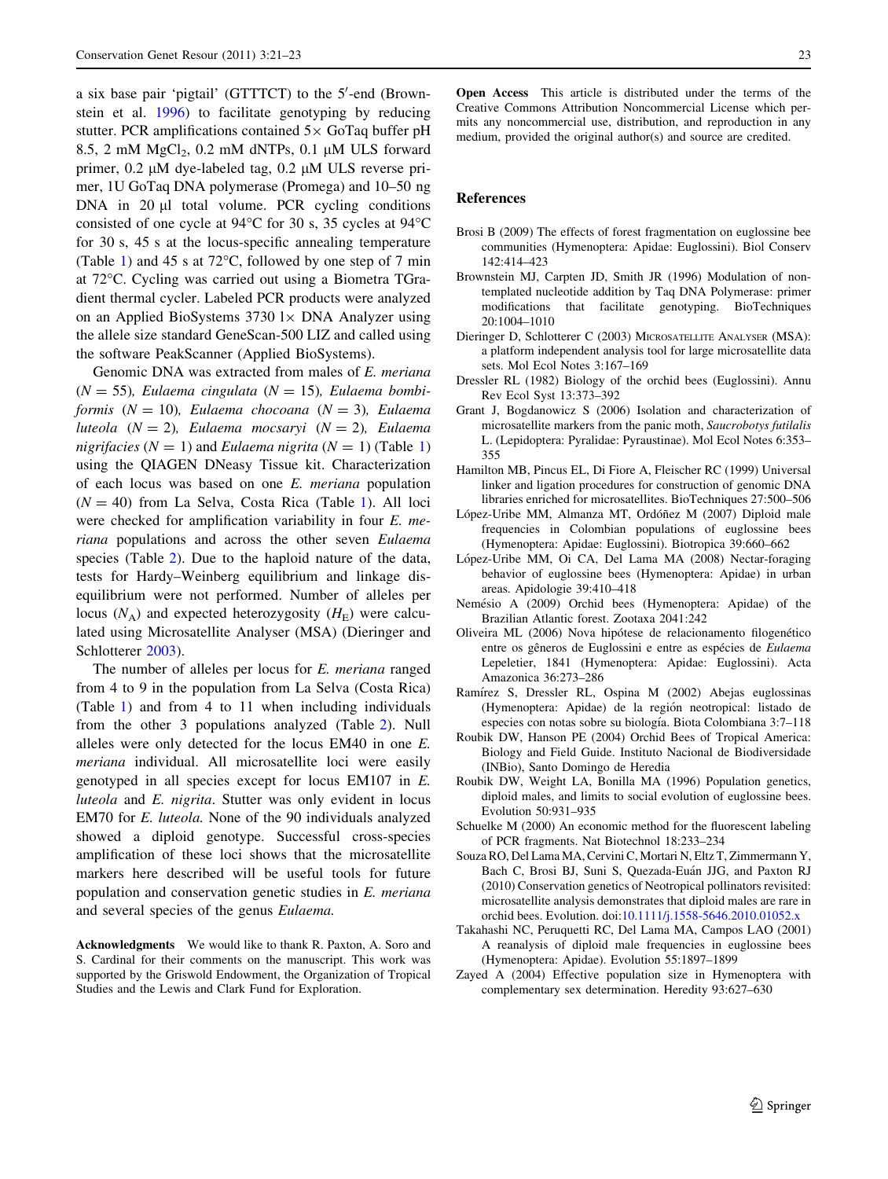a six base pair 'pigtail' (GTTTCT) to the 5′-end (Brownstein et al. 1996) to facilitate genotyping by reducing stutter. PCR amplifications contained 5× GoTaq buffer pH 8.5, 2 mM $MgCl_2$, 0.2 mM dNTPs, 0.1 µM ULS forward primer, 0.2 µM dye-labeled tag, 0.2 µM ULS reverse primer, 1U GoTaq DNA polymerase (Promega) and 10–50 ng DNA in 20 µl total volume. PCR cycling conditions consisted of one cycle at 94°C for 30 s, 35 cycles at 94°C for 30 s, 45 s at the locus-specific annealing temperature (Table 1) and 45 s at 72°C, followed by one step of 7 min at 72°C. Cycling was carried out using a Biometra TGradient thermal cycler. Labeled PCR products were analyzed on an Applied BioSystems 3730 l× DNA Analyzer using the allele size standard GeneScan-500 LIZ and called using the software PeakScanner (Applied BioSystems).

Genomic DNA was extracted from males of *E. meriana* ($N = 55$), *Eulaema cingulata* ($N = 15$), *Eulaema bombiformis* ($N = 10$), *Eulaema chocoana* ($N = 3$), *Eulaema luteola* ($N = 2$), *Eulaema mocsaryi* ($N = 2$), *Eulaema nigrifacies* ($N = 1$) and *Eulaema nigrita* ($N = 1$) (Table 1) using the QIAGEN DNeasy Tissue kit. Characterization of each locus was based on one *E. meriana* population ($N = 40$) from La Selva, Costa Rica (Table 1). All loci were checked for amplification variability in four *E. meriana* populations and across the other seven *Eulaema* species (Table 2). Due to the haploid nature of the data, tests for Hardy–Weinberg equilibrium and linkage disequilibrium were not performed. Number of alleles per locus ($N_A$) and expected heterozygosity ($H_E$) were calculated using Microsatellite Analyser (MSA) (Dieringer and Schlotterer 2003).

The number of alleles per locus for *E. meriana* ranged from 4 to 9 in the population from La Selva (Costa Rica) (Table 1) and from 4 to 11 when including individuals from the other 3 populations analyzed (Table 2). Null alleles were only detected for the locus EM40 in one *E. meriana* individual. All microsatellite loci were easily genotyped in all species except for locus EM107 in *E. luteola* and *E. nigrita*. Stutter was only evident in locus EM70 for *E. luteola.* None of the 90 individuals analyzed showed a diploid genotype. Successful cross-species amplification of these loci shows that the microsatellite markers here described will be useful tools for future population and conservation genetic studies in *E. meriana* and several species of the genus *Eulaema.*

**Acknowledgments** We would like to thank R. Paxton, A. Soro and S. Cardinal for their comments on the manuscript. This work was supported by the Griswold Endowment, the Organization of Tropical Studies and the Lewis and Clark Fund for Exploration.

**Open Access** This article is distributed under the terms of the Creative Commons Attribution Noncommercial License which permits any noncommercial use, distribution, and reproduction in any medium, provided the original author(s) and source are credited.

## References

Brosi B (2009) The effects of forest fragmentation on euglossine bee communities (Hymenoptera: Apidae: Euglossini). Biol Conserv 142:414–423

Brownstein MJ, Carpten JD, Smith JR (1996) Modulation of non-templated nucleotide addition by Taq DNA Polymerase: primer modifications that facilitate genotyping. BioTechniques 20:1004–1010

Dieringer D, Schlotterer C (2003) Microsatellite Analyser (MSA): a platform independent analysis tool for large microsatellite data sets. Mol Ecol Notes 3:167–169

Dressler RL (1982) Biology of the orchid bees (Euglossini). Annu Rev Ecol Syst 13:373–392

Grant J, Bogdanowicz S (2006) Isolation and characterization of microsatellite markers from the panic moth, *Saucrobotys futilalis* L. (Lepidoptera: Pyralidae: Pyraustinae). Mol Ecol Notes 6:353–355

Hamilton MB, Pincus EL, Di Fiore A, Fleischer RC (1999) Universal linker and ligation procedures for construction of genomic DNA libraries enriched for microsatellites. BioTechniques 27:500–506

López-Uribe MM, Almanza MT, Ordóñez M (2007) Diploid male frequencies in Colombian populations of euglossine bees (Hymenoptera: Apidae: Euglossini). Biotropica 39:660–662

López-Uribe MM, Oi CA, Del Lama MA (2008) Nectar-foraging behavior of euglossine bees (Hymenoptera: Apidae) in urban areas. Apidologie 39:410–418

Nemésio A (2009) Orchid bees (Hymenoptera: Apidae) of the Brazilian Atlantic forest. Zootaxa 2041:242

Oliveira ML (2006) Nova hipótese de relacionamento filogenético entre os gêneros de Euglossini e entre as espécies de *Eulaema* Lepeletier, 1841 (Hymenoptera: Apidae: Euglossini). Acta Amazonica 36:273–286

Ramírez S, Dressler RL, Ospina M (2002) Abejas euglossinas (Hymenoptera: Apidae) de la región neotropical: listado de especies con notas sobre su biología. Biota Colombiana 3:7–118

Roubik DW, Hanson PE (2004) Orchid Bees of Tropical America: Biology and Field Guide. Instituto Nacional de Biodiversidade (INBio), Santo Domingo de Heredia

Roubik DW, Weight LA, Bonilla MA (1996) Population genetics, diploid males, and limits to social evolution of euglossine bees. Evolution 50:931–935

Schuelke M (2000) An economic method for the fluorescent labeling of PCR fragments. Nat Biotechnol 18:233–234

Souza RO, Del Lama MA, Cervini C, Mortari N, Eltz T, Zimmermann Y, Bach C, Brosi BJ, Suni S, Quezada-Euán JJG, and Paxton RJ (2010) Conservation genetics of Neotropical pollinators revisited: microsatellite analysis demonstrates that diploid males are rare in orchid bees. Evolution. doi:10.1111/j.1558-5646.2010.01052.x

Takahashi NC, Peruquetti RC, Del Lama MA, Campos LAO (2001) A reanalysis of diploid male frequencies in euglossine bees (Hymenoptera: Apidae). Evolution 55:1897–1899

Zayed A (2004) Effective population size in Hymenoptera with complementary sex determination. Heredity 93:627–630